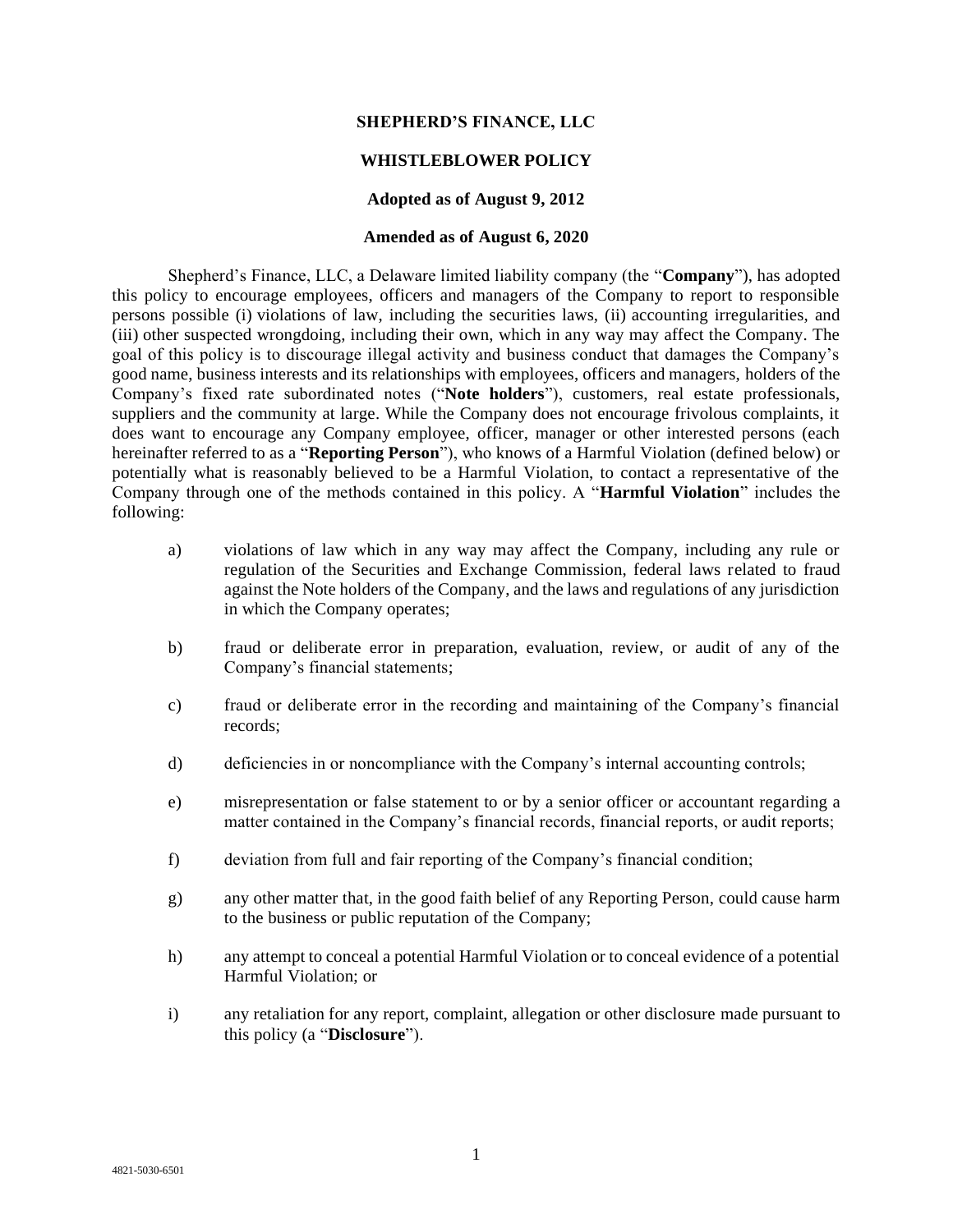# SHEPHERD'S FINANCE, LLC

## WHISTLEBLOWER POLICY

**Adopted as of August 9, 2012**

**Amended as of August 6, 2020**

Shepherd's Finance, LLC, a Delaware limited liability company (the "**Company**"), has adopted this policy to encourage employees, officers and managers of the Company to report to responsible persons possible (i) violations of law, including the securities laws, (ii) accounting irregularities, and (iii) other suspected wrongdoing, including their own, which in any way may affect the Company. The goal of this policy is to discourage illegal activity and business conduct that damages the Company's good name, business interests and its relationships with employees, officers and managers, holders of the Company's fixed rate subordinated notes ("**Note holders**"), customers, real estate professionals, suppliers and the community at large. While the Company does not encourage frivolous complaints, it does want to encourage any Company employee, officer, manager or other interested persons (each hereinafter referred to as a "**Reporting Person**"), who knows of a Harmful Violation (defined below) or potentially what is reasonably believed to be a Harmful Violation, to contact a representative of the Company through one of the methods contained in this policy. A "**Harmful Violation**" includes the following:

a) violations of law which in any way may affect the Company, including any rule or regulation of the Securities and Exchange Commission, federal laws related to fraud against the Note holders of the Company, and the laws and regulations of any jurisdiction in which the Company operates;

b) fraud or deliberate error in preparation, evaluation, review, or audit of any of the Company's financial statements;

c) fraud or deliberate error in the recording and maintaining of the Company's financial records;

d) deficiencies in or noncompliance with the Company's internal accounting controls;

e) misrepresentation or false statement to or by a senior officer or accountant regarding a matter contained in the Company's financial records, financial reports, or audit reports;

f) deviation from full and fair reporting of the Company's financial condition;

g) any other matter that, in the good faith belief of any Reporting Person, could cause harm to the business or public reputation of the Company;

h) any attempt to conceal a potential Harmful Violation or to conceal evidence of a potential Harmful Violation; or

i) any retaliation for any report, complaint, allegation or other disclosure made pursuant to this policy (a "**Disclosure**").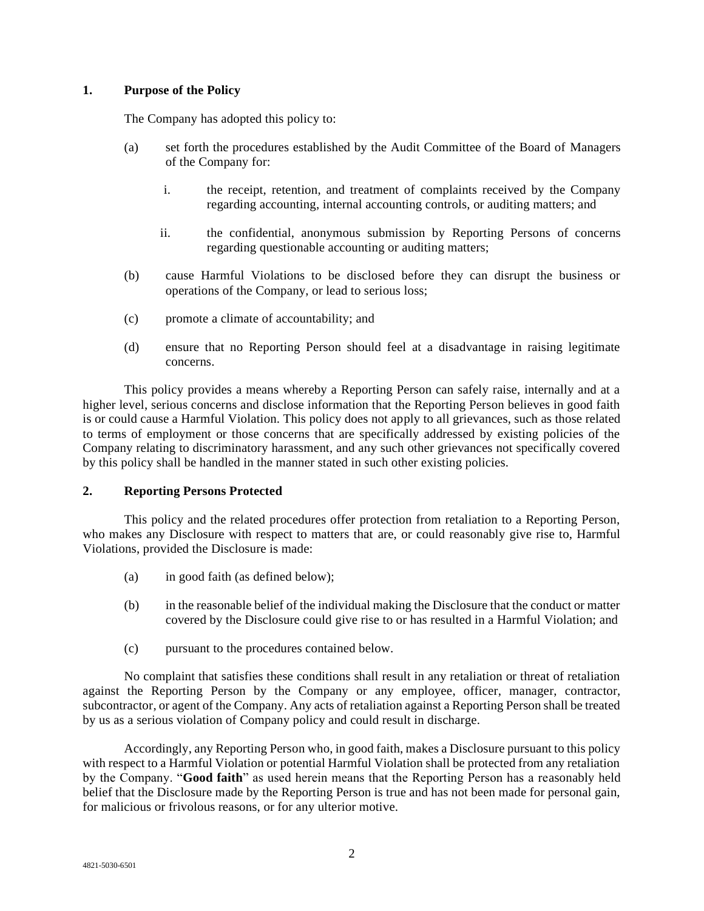## 1. Purpose of the Policy

The Company has adopted this policy to:

(a) set forth the procedures established by the Audit Committee of the Board of Managers of the Company for:

   i. the receipt, retention, and treatment of complaints received by the Company regarding accounting, internal accounting controls, or auditing matters; and

   ii. the confidential, anonymous submission by Reporting Persons of concerns regarding questionable accounting or auditing matters;

(b) cause Harmful Violations to be disclosed before they can disrupt the business or operations of the Company, or lead to serious loss;

(c) promote a climate of accountability; and

(d) ensure that no Reporting Person should feel at a disadvantage in raising legitimate concerns.

This policy provides a means whereby a Reporting Person can safely raise, internally and at a higher level, serious concerns and disclose information that the Reporting Person believes in good faith is or could cause a Harmful Violation. This policy does not apply to all grievances, such as those related to terms of employment or those concerns that are specifically addressed by existing policies of the Company relating to discriminatory harassment, and any such other grievances not specifically covered by this policy shall be handled in the manner stated in such other existing policies.

## 2. Reporting Persons Protected

This policy and the related procedures offer protection from retaliation to a Reporting Person, who makes any Disclosure with respect to matters that are, or could reasonably give rise to, Harmful Violations, provided the Disclosure is made:

(a) in good faith (as defined below);

(b) in the reasonable belief of the individual making the Disclosure that the conduct or matter covered by the Disclosure could give rise to or has resulted in a Harmful Violation; and

(c) pursuant to the procedures contained below.

No complaint that satisfies these conditions shall result in any retaliation or threat of retaliation against the Reporting Person by the Company or any employee, officer, manager, contractor, subcontractor, or agent of the Company. Any acts of retaliation against a Reporting Person shall be treated by us as a serious violation of Company policy and could result in discharge.

Accordingly, any Reporting Person who, in good faith, makes a Disclosure pursuant to this policy with respect to a Harmful Violation or potential Harmful Violation shall be protected from any retaliation by the Company. "**Good faith**" as used herein means that the Reporting Person has a reasonably held belief that the Disclosure made by the Reporting Person is true and has not been made for personal gain, for malicious or frivolous reasons, or for any ulterior motive.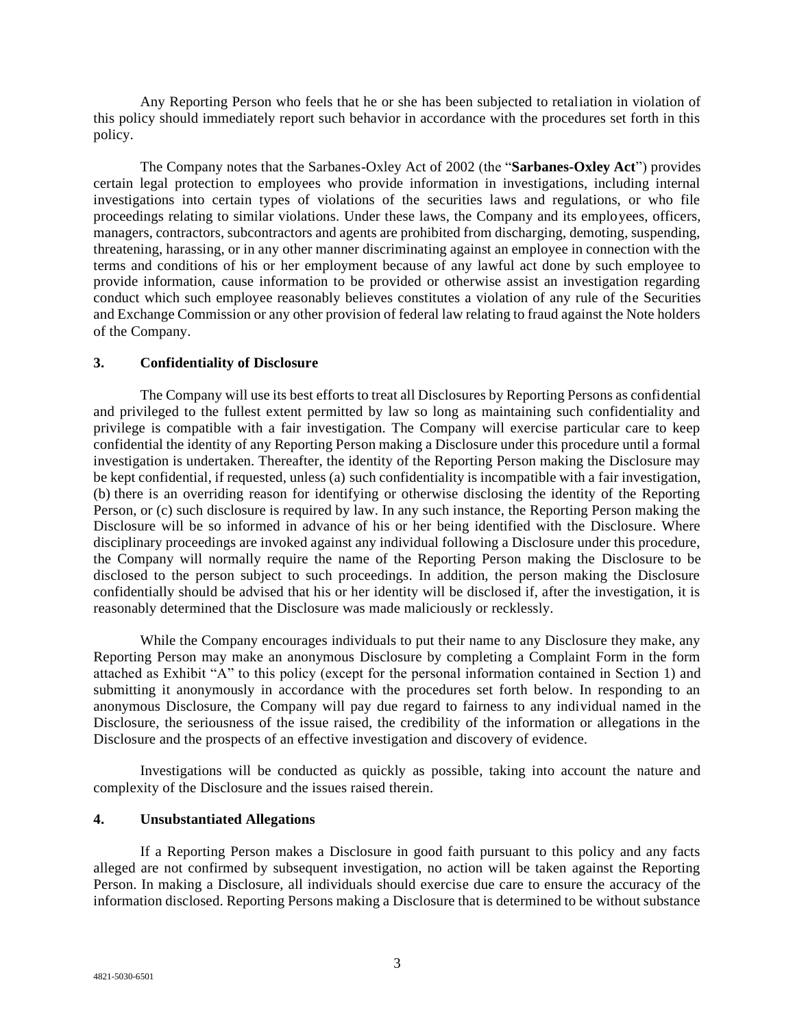Any Reporting Person who feels that he or she has been subjected to retaliation in violation of this policy should immediately report such behavior in accordance with the procedures set forth in this policy.

The Company notes that the Sarbanes-Oxley Act of 2002 (the "**Sarbanes-Oxley Act**") provides certain legal protection to employees who provide information in investigations, including internal investigations into certain types of violations of the securities laws and regulations, or who file proceedings relating to similar violations. Under these laws, the Company and its employees, officers, managers, contractors, subcontractors and agents are prohibited from discharging, demoting, suspending, threatening, harassing, or in any other manner discriminating against an employee in connection with the terms and conditions of his or her employment because of any lawful act done by such employee to provide information, cause information to be provided or otherwise assist an investigation regarding conduct which such employee reasonably believes constitutes a violation of any rule of the Securities and Exchange Commission or any other provision of federal law relating to fraud against the Note holders of the Company.

## 3. Confidentiality of Disclosure

The Company will use its best efforts to treat all Disclosures by Reporting Persons as confidential and privileged to the fullest extent permitted by law so long as maintaining such confidentiality and privilege is compatible with a fair investigation. The Company will exercise particular care to keep confidential the identity of any Reporting Person making a Disclosure under this procedure until a formal investigation is undertaken. Thereafter, the identity of the Reporting Person making the Disclosure may be kept confidential, if requested, unless (a) such confidentiality is incompatible with a fair investigation, (b) there is an overriding reason for identifying or otherwise disclosing the identity of the Reporting Person, or (c) such disclosure is required by law. In any such instance, the Reporting Person making the Disclosure will be so informed in advance of his or her being identified with the Disclosure. Where disciplinary proceedings are invoked against any individual following a Disclosure under this procedure, the Company will normally require the name of the Reporting Person making the Disclosure to be disclosed to the person subject to such proceedings. In addition, the person making the Disclosure confidentially should be advised that his or her identity will be disclosed if, after the investigation, it is reasonably determined that the Disclosure was made maliciously or recklessly.

While the Company encourages individuals to put their name to any Disclosure they make, any Reporting Person may make an anonymous Disclosure by completing a Complaint Form in the form attached as Exhibit "A" to this policy (except for the personal information contained in Section 1) and submitting it anonymously in accordance with the procedures set forth below. In responding to an anonymous Disclosure, the Company will pay due regard to fairness to any individual named in the Disclosure, the seriousness of the issue raised, the credibility of the information or allegations in the Disclosure and the prospects of an effective investigation and discovery of evidence.

Investigations will be conducted as quickly as possible, taking into account the nature and complexity of the Disclosure and the issues raised therein.

## 4. Unsubstantiated Allegations

If a Reporting Person makes a Disclosure in good faith pursuant to this policy and any facts alleged are not confirmed by subsequent investigation, no action will be taken against the Reporting Person. In making a Disclosure, all individuals should exercise due care to ensure the accuracy of the information disclosed. Reporting Persons making a Disclosure that is determined to be without substance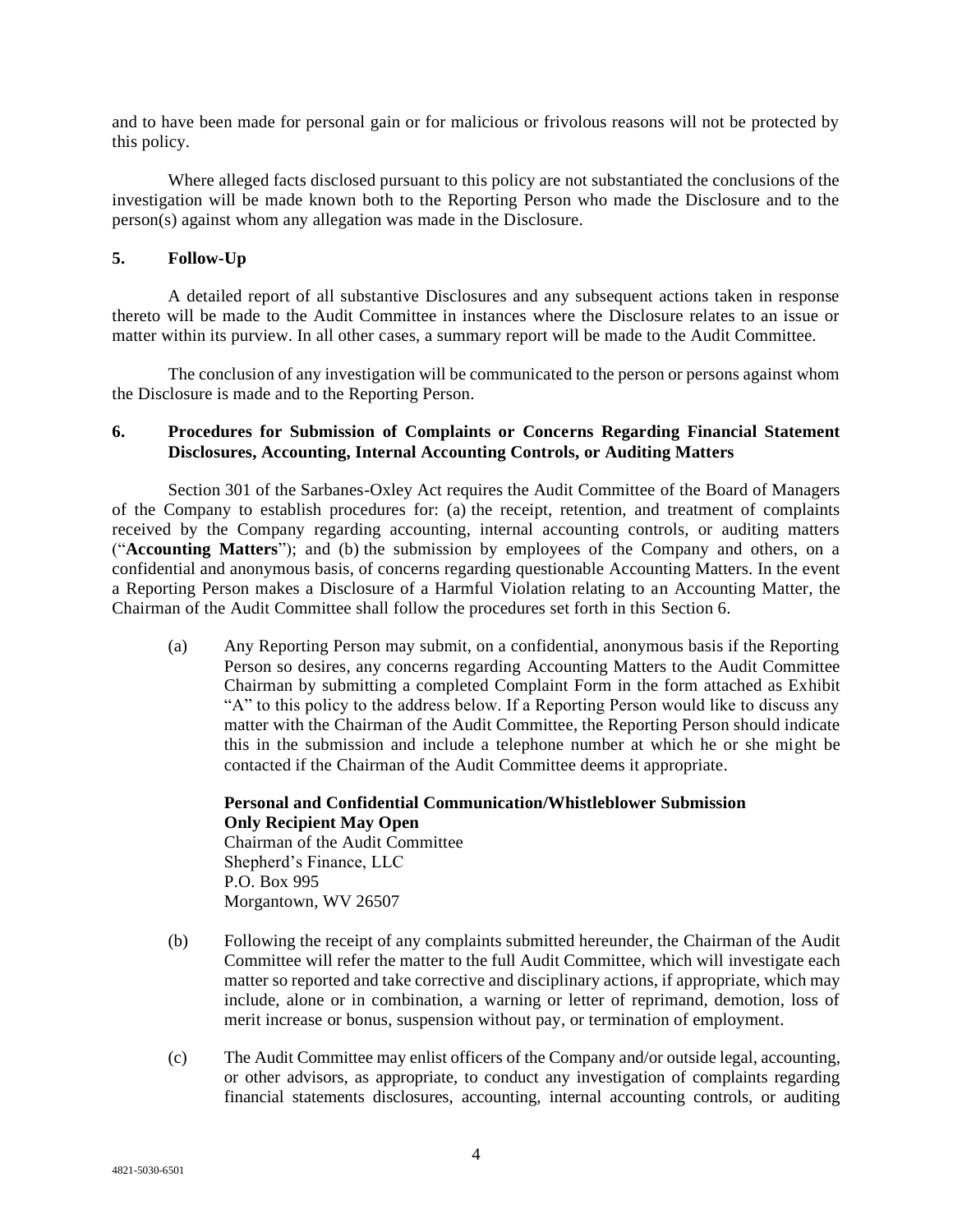and to have been made for personal gain or for malicious or frivolous reasons will not be protected by this policy.

Where alleged facts disclosed pursuant to this policy are not substantiated the conclusions of the investigation will be made known both to the Reporting Person who made the Disclosure and to the person(s) against whom any allegation was made in the Disclosure.

## 5. Follow-Up

A detailed report of all substantive Disclosures and any subsequent actions taken in response thereto will be made to the Audit Committee in instances where the Disclosure relates to an issue or matter within its purview. In all other cases, a summary report will be made to the Audit Committee.

The conclusion of any investigation will be communicated to the person or persons against whom the Disclosure is made and to the Reporting Person.

## 6. Procedures for Submission of Complaints or Concerns Regarding Financial Statement Disclosures, Accounting, Internal Accounting Controls, or Auditing Matters

Section 301 of the Sarbanes-Oxley Act requires the Audit Committee of the Board of Managers of the Company to establish procedures for: (a) the receipt, retention, and treatment of complaints received by the Company regarding accounting, internal accounting controls, or auditing matters ("**Accounting Matters**"); and (b) the submission by employees of the Company and others, on a confidential and anonymous basis, of concerns regarding questionable Accounting Matters. In the event a Reporting Person makes a Disclosure of a Harmful Violation relating to an Accounting Matter, the Chairman of the Audit Committee shall follow the procedures set forth in this Section 6.

(a) Any Reporting Person may submit, on a confidential, anonymous basis if the Reporting Person so desires, any concerns regarding Accounting Matters to the Audit Committee Chairman by submitting a completed Complaint Form in the form attached as Exhibit "A" to this policy to the address below. If a Reporting Person would like to discuss any matter with the Chairman of the Audit Committee, the Reporting Person should indicate this in the submission and include a telephone number at which he or she might be contacted if the Chairman of the Audit Committee deems it appropriate.

**Personal and Confidential Communication/Whistleblower Submission**
**Only Recipient May Open**
Chairman of the Audit Committee
Shepherd's Finance, LLC
P.O. Box 995
Morgantown, WV 26507

(b) Following the receipt of any complaints submitted hereunder, the Chairman of the Audit Committee will refer the matter to the full Audit Committee, which will investigate each matter so reported and take corrective and disciplinary actions, if appropriate, which may include, alone or in combination, a warning or letter of reprimand, demotion, loss of merit increase or bonus, suspension without pay, or termination of employment.

(c) The Audit Committee may enlist officers of the Company and/or outside legal, accounting, or other advisors, as appropriate, to conduct any investigation of complaints regarding financial statements disclosures, accounting, internal accounting controls, or auditing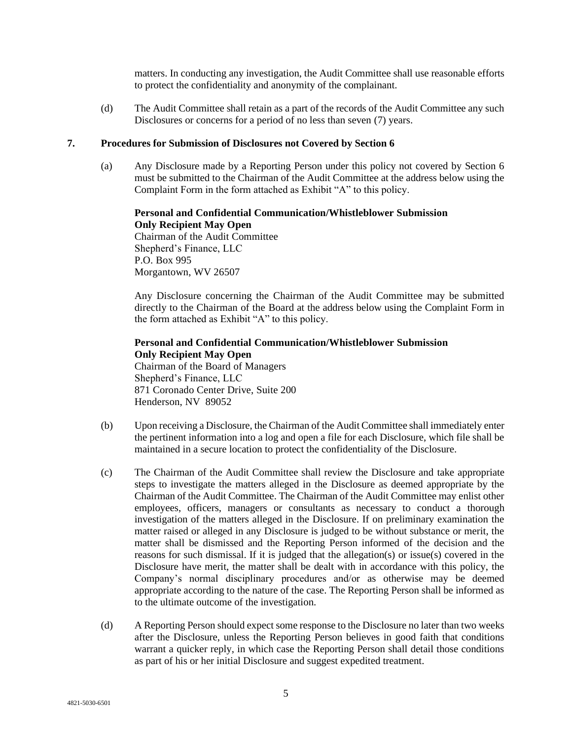matters. In conducting any investigation, the Audit Committee shall use reasonable efforts to protect the confidentiality and anonymity of the complainant.

(d) The Audit Committee shall retain as a part of the records of the Audit Committee any such Disclosures or concerns for a period of no less than seven (7) years.

## 7. Procedures for Submission of Disclosures not Covered by Section 6

(a) Any Disclosure made by a Reporting Person under this policy not covered by Section 6 must be submitted to the Chairman of the Audit Committee at the address below using the Complaint Form in the form attached as Exhibit "A" to this policy.

**Personal and Confidential Communication/Whistleblower Submission**
**Only Recipient May Open**
Chairman of the Audit Committee
Shepherd's Finance, LLC
P.O. Box 995
Morgantown, WV 26507

Any Disclosure concerning the Chairman of the Audit Committee may be submitted directly to the Chairman of the Board at the address below using the Complaint Form in the form attached as Exhibit "A" to this policy.

**Personal and Confidential Communication/Whistleblower Submission**
**Only Recipient May Open**
Chairman of the Board of Managers
Shepherd's Finance, LLC
871 Coronado Center Drive, Suite 200
Henderson, NV 89052

(b) Upon receiving a Disclosure, the Chairman of the Audit Committee shall immediately enter the pertinent information into a log and open a file for each Disclosure, which file shall be maintained in a secure location to protect the confidentiality of the Disclosure.

(c) The Chairman of the Audit Committee shall review the Disclosure and take appropriate steps to investigate the matters alleged in the Disclosure as deemed appropriate by the Chairman of the Audit Committee. The Chairman of the Audit Committee may enlist other employees, officers, managers or consultants as necessary to conduct a thorough investigation of the matters alleged in the Disclosure. If on preliminary examination the matter raised or alleged in any Disclosure is judged to be without substance or merit, the matter shall be dismissed and the Reporting Person informed of the decision and the reasons for such dismissal. If it is judged that the allegation(s) or issue(s) covered in the Disclosure have merit, the matter shall be dealt with in accordance with this policy, the Company's normal disciplinary procedures and/or as otherwise may be deemed appropriate according to the nature of the case. The Reporting Person shall be informed as to the ultimate outcome of the investigation.

(d) A Reporting Person should expect some response to the Disclosure no later than two weeks after the Disclosure, unless the Reporting Person believes in good faith that conditions warrant a quicker reply, in which case the Reporting Person shall detail those conditions as part of his or her initial Disclosure and suggest expedited treatment.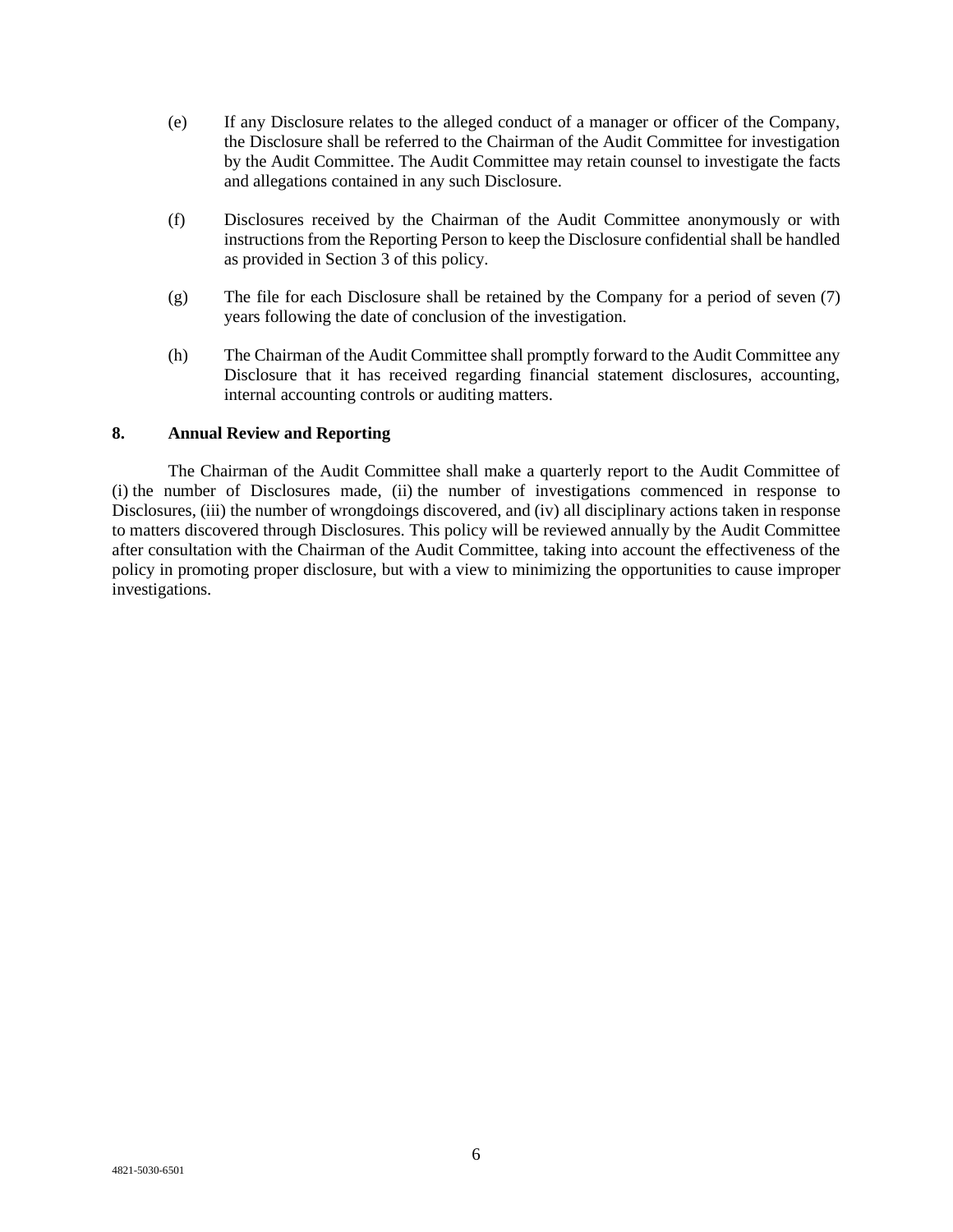(e) If any Disclosure relates to the alleged conduct of a manager or officer of the Company, the Disclosure shall be referred to the Chairman of the Audit Committee for investigation by the Audit Committee. The Audit Committee may retain counsel to investigate the facts and allegations contained in any such Disclosure.

(f) Disclosures received by the Chairman of the Audit Committee anonymously or with instructions from the Reporting Person to keep the Disclosure confidential shall be handled as provided in Section 3 of this policy.

(g) The file for each Disclosure shall be retained by the Company for a period of seven (7) years following the date of conclusion of the investigation.

(h) The Chairman of the Audit Committee shall promptly forward to the Audit Committee any Disclosure that it has received regarding financial statement disclosures, accounting, internal accounting controls or auditing matters.

## 8. Annual Review and Reporting

The Chairman of the Audit Committee shall make a quarterly report to the Audit Committee of (i) the number of Disclosures made, (ii) the number of investigations commenced in response to Disclosures, (iii) the number of wrongdoings discovered, and (iv) all disciplinary actions taken in response to matters discovered through Disclosures. This policy will be reviewed annually by the Audit Committee after consultation with the Chairman of the Audit Committee, taking into account the effectiveness of the policy in promoting proper disclosure, but with a view to minimizing the opportunities to cause improper investigations.

4821-5030-6501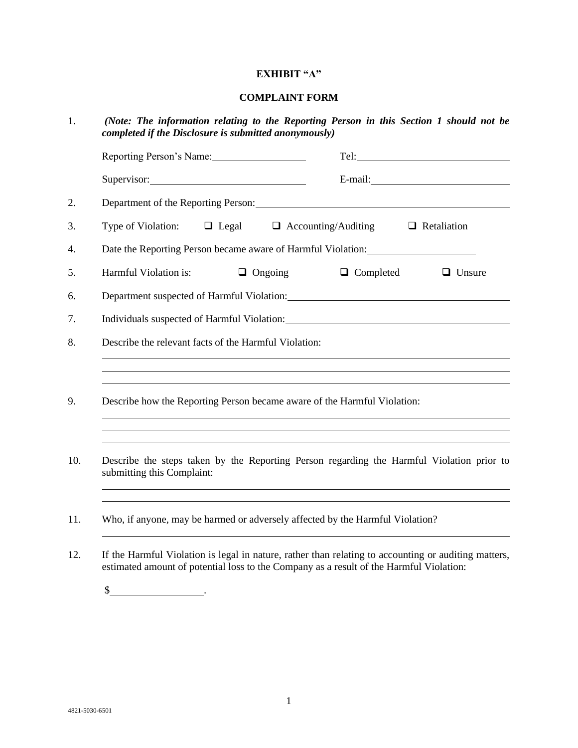**EXHIBIT "A"**

**COMPLAINT FORM**

1. ***(Note: The information relating to the Reporting Person in this Section 1 should not be completed if the Disclosure is submitted anonymously)***

   Reporting Person's Name:\_\_\_\_\_\_\_\_\_\_\_\_\_\_\_\_\_\_ Tel:\_\_\_\_\_\_\_\_\_\_\_\_\_\_\_\_\_\_\_\_\_\_\_\_\_\_\_\_

   Supervisor:\_\_\_\_\_\_\_\_\_\_\_\_\_\_\_\_\_\_\_\_\_\_\_\_\_\_\_\_\_\_ E-mail:\_\_\_\_\_\_\_\_\_\_\_\_\_\_\_\_\_\_\_\_\_\_\_\_\_\_\_\_

2. Department of the Reporting Person:\_\_\_\_\_\_\_\_\_\_\_\_\_\_\_\_\_\_\_\_\_\_\_\_\_\_\_\_\_\_\_\_\_\_\_\_\_\_\_\_\_\_\_\_\_\_\_\_

3. Type of Violation: ❑ Legal ❑ Accounting/Auditing ❑ Retaliation

4. Date the Reporting Person became aware of Harmful Violation:\_\_\_\_\_\_\_\_\_\_\_\_\_\_\_\_\_\_\_\_\_

5. Harmful Violation is: ❑ Ongoing ❑ Completed ❑ Unsure

6. Department suspected of Harmful Violation:\_\_\_\_\_\_\_\_\_\_\_\_\_\_\_\_\_\_\_\_\_\_\_\_\_\_\_\_\_\_\_\_\_\_\_\_\_\_\_\_\_\_\_\_

7. Individuals suspected of Harmful Violation:\_\_\_\_\_\_\_\_\_\_\_\_\_\_\_\_\_\_\_\_\_\_\_\_\_\_\_\_\_\_\_\_\_\_\_\_\_\_\_\_\_\_\_\_

8. Describe the relevant facts of the Harmful Violation:

   \_\_\_\_\_\_\_\_\_\_\_\_\_\_\_\_\_\_\_\_\_\_\_\_\_\_\_\_\_\_\_\_\_\_\_\_\_\_\_\_\_\_\_\_\_\_\_\_\_\_\_\_\_\_\_\_\_\_\_\_\_\_\_\_\_\_\_\_\_\_\_\_\_\_\_\_\_\_

   \_\_\_\_\_\_\_\_\_\_\_\_\_\_\_\_\_\_\_\_\_\_\_\_\_\_\_\_\_\_\_\_\_\_\_\_\_\_\_\_\_\_\_\_\_\_\_\_\_\_\_\_\_\_\_\_\_\_\_\_\_\_\_\_\_\_\_\_\_\_\_\_\_\_\_\_\_\_

   \_\_\_\_\_\_\_\_\_\_\_\_\_\_\_\_\_\_\_\_\_\_\_\_\_\_\_\_\_\_\_\_\_\_\_\_\_\_\_\_\_\_\_\_\_\_\_\_\_\_\_\_\_\_\_\_\_\_\_\_\_\_\_\_\_\_\_\_\_\_\_\_\_\_\_\_\_\_

9. Describe how the Reporting Person became aware of the Harmful Violation:

   \_\_\_\_\_\_\_\_\_\_\_\_\_\_\_\_\_\_\_\_\_\_\_\_\_\_\_\_\_\_\_\_\_\_\_\_\_\_\_\_\_\_\_\_\_\_\_\_\_\_\_\_\_\_\_\_\_\_\_\_\_\_\_\_\_\_\_\_\_\_\_\_\_\_\_\_\_\_

   \_\_\_\_\_\_\_\_\_\_\_\_\_\_\_\_\_\_\_\_\_\_\_\_\_\_\_\_\_\_\_\_\_\_\_\_\_\_\_\_\_\_\_\_\_\_\_\_\_\_\_\_\_\_\_\_\_\_\_\_\_\_\_\_\_\_\_\_\_\_\_\_\_\_\_\_\_\_

   \_\_\_\_\_\_\_\_\_\_\_\_\_\_\_\_\_\_\_\_\_\_\_\_\_\_\_\_\_\_\_\_\_\_\_\_\_\_\_\_\_\_\_\_\_\_\_\_\_\_\_\_\_\_\_\_\_\_\_\_\_\_\_\_\_\_\_\_\_\_\_\_\_\_\_\_\_\_

10. Describe the steps taken by the Reporting Person regarding the Harmful Violation prior to submitting this Complaint:

    \_\_\_\_\_\_\_\_\_\_\_\_\_\_\_\_\_\_\_\_\_\_\_\_\_\_\_\_\_\_\_\_\_\_\_\_\_\_\_\_\_\_\_\_\_\_\_\_\_\_\_\_\_\_\_\_\_\_\_\_\_\_\_\_\_\_\_\_\_\_\_\_\_\_\_\_\_\_

    \_\_\_\_\_\_\_\_\_\_\_\_\_\_\_\_\_\_\_\_\_\_\_\_\_\_\_\_\_\_\_\_\_\_\_\_\_\_\_\_\_\_\_\_\_\_\_\_\_\_\_\_\_\_\_\_\_\_\_\_\_\_\_\_\_\_\_\_\_\_\_\_\_\_\_\_\_\_

11. Who, if anyone, may be harmed or adversely affected by the Harmful Violation?

    \_\_\_\_\_\_\_\_\_\_\_\_\_\_\_\_\_\_\_\_\_\_\_\_\_\_\_\_\_\_\_\_\_\_\_\_\_\_\_\_\_\_\_\_\_\_\_\_\_\_\_\_\_\_\_\_\_\_\_\_\_\_\_\_\_\_\_\_\_\_\_\_\_\_\_\_\_\_

12. If the Harmful Violation is legal in nature, rather than relating to accounting or auditing matters, estimated amount of potential loss to the Company as a result of the Harmful Violation:

    $\_\_\_\_\_\_\_\_\_\_\_\_\_\_\_\_\_\_.

4821-5030-6501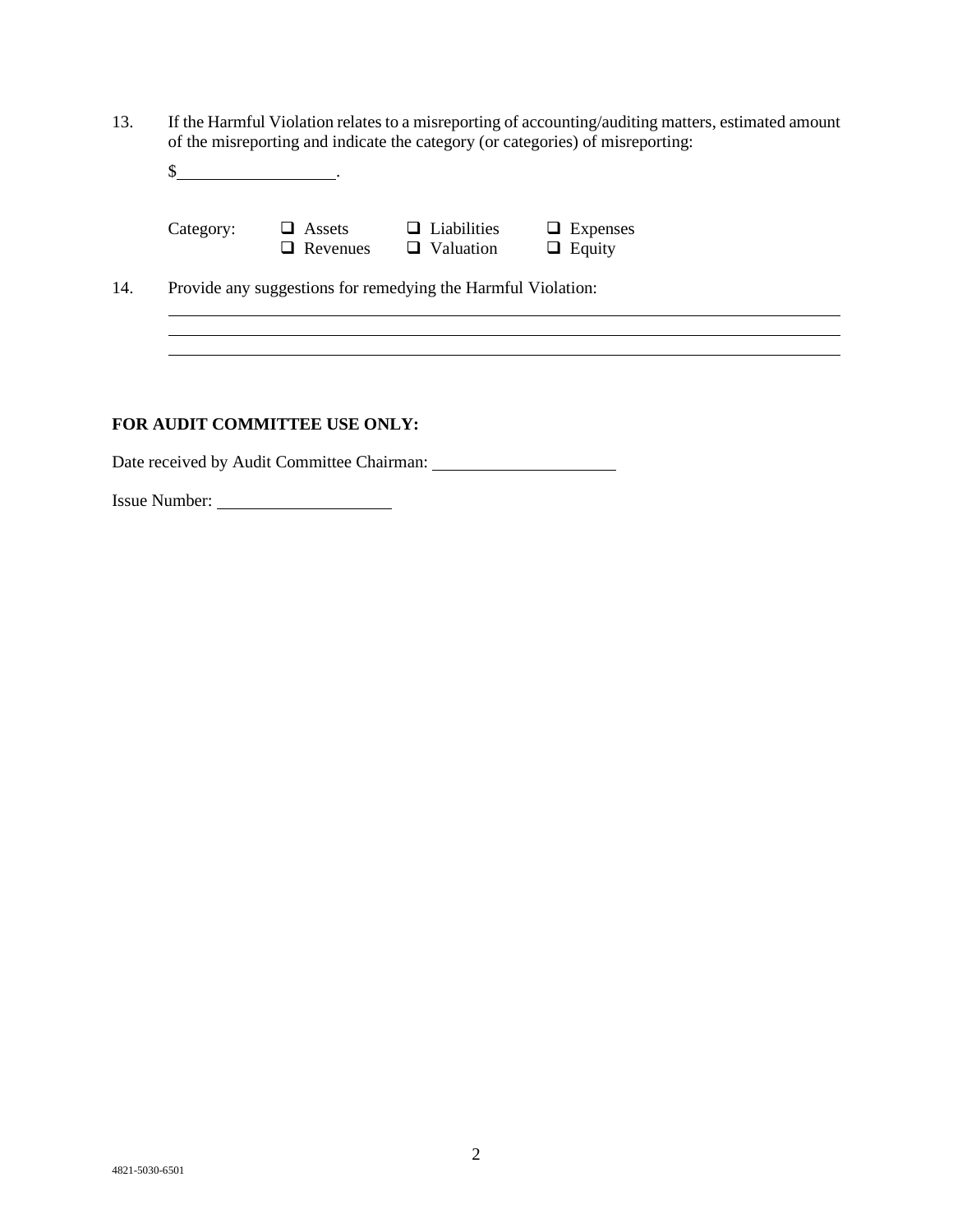13. If the Harmful Violation relates to a misreporting of accounting/auditing matters, estimated amount of the misreporting and indicate the category (or categories) of misreporting:

    $__________________.

    Category: ❑ Assets ❑ Liabilities ❑ Expenses ❑ Revenues ❑ Valuation ❑ Equity

14. Provide any suggestions for remedying the Harmful Violation:

    ____________________________________________________________________________

    ____________________________________________________________________________

    ____________________________________________________________________________

**FOR AUDIT COMMITTEE USE ONLY:**

Date received by Audit Committee Chairman: ____________________

Issue Number: ____________________

4821-5030-6501